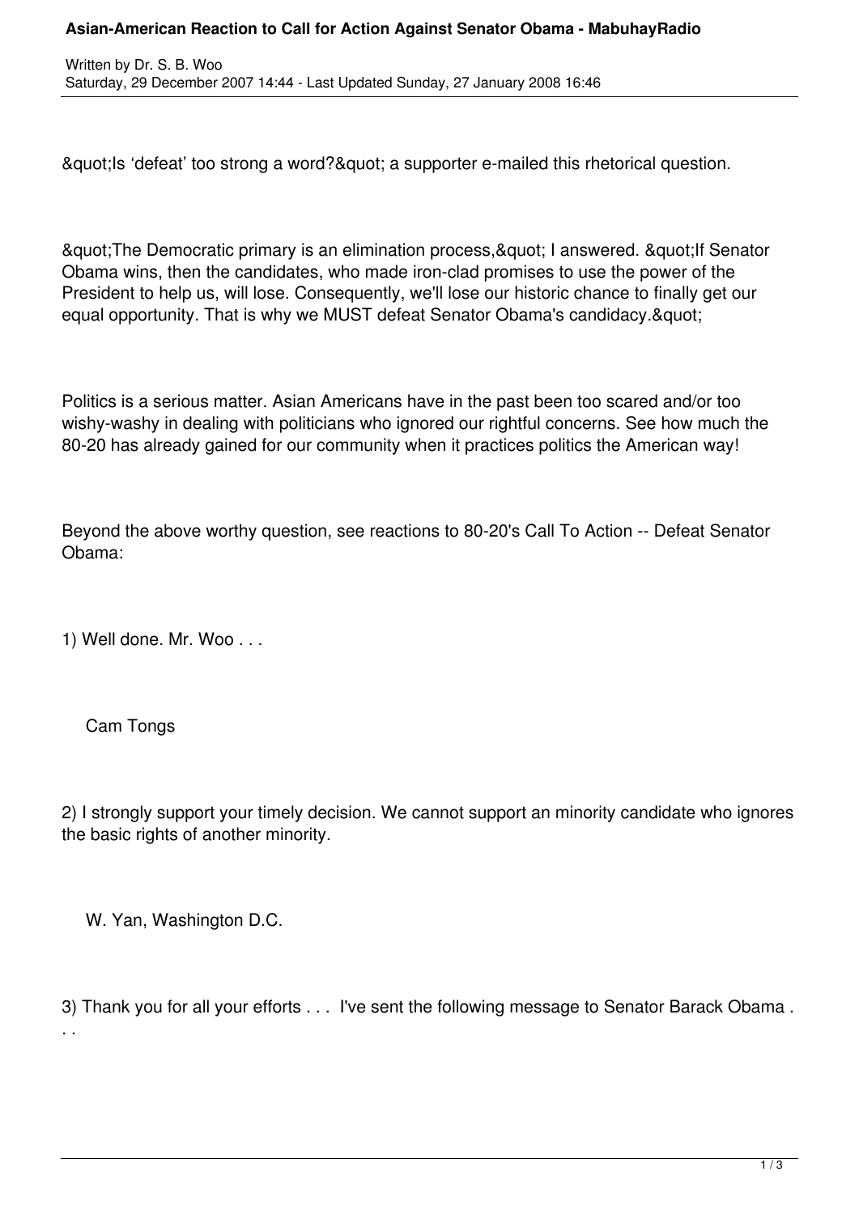&quot;Is ‘defeat’ too strong a word?&quot; a supporter e-mailed this rhetorical question.

&quot;The Democratic primary is an elimination process,&quot; I answered. &quot;If Senator Obama wins, then the candidates, who made iron-clad promises to use the power of the President to help us, will lose. Consequently, we'll lose our historic chance to finally get our equal opportunity. That is why we MUST defeat Senator Obama's candidacy.&quot;

Politics is a serious matter. Asian Americans have in the past been too scared and/or too wishy-washy in dealing with politicians who ignored our rightful concerns. See how much the 80-20 has already gained for our community when it practices politics the American way!

Beyond the above worthy question, see reactions to 80-20's Call To Action -- Defeat Senator Obama:

1) Well done. Mr. Woo . . .

Cam Tongs

2) I strongly support your timely decision. We cannot support an minority candidate who ignores the basic rights of another minority.

W. Yan, Washington D.C.

3) Thank you for all your efforts . . . I've sent the following message to Senator Barack Obama . . .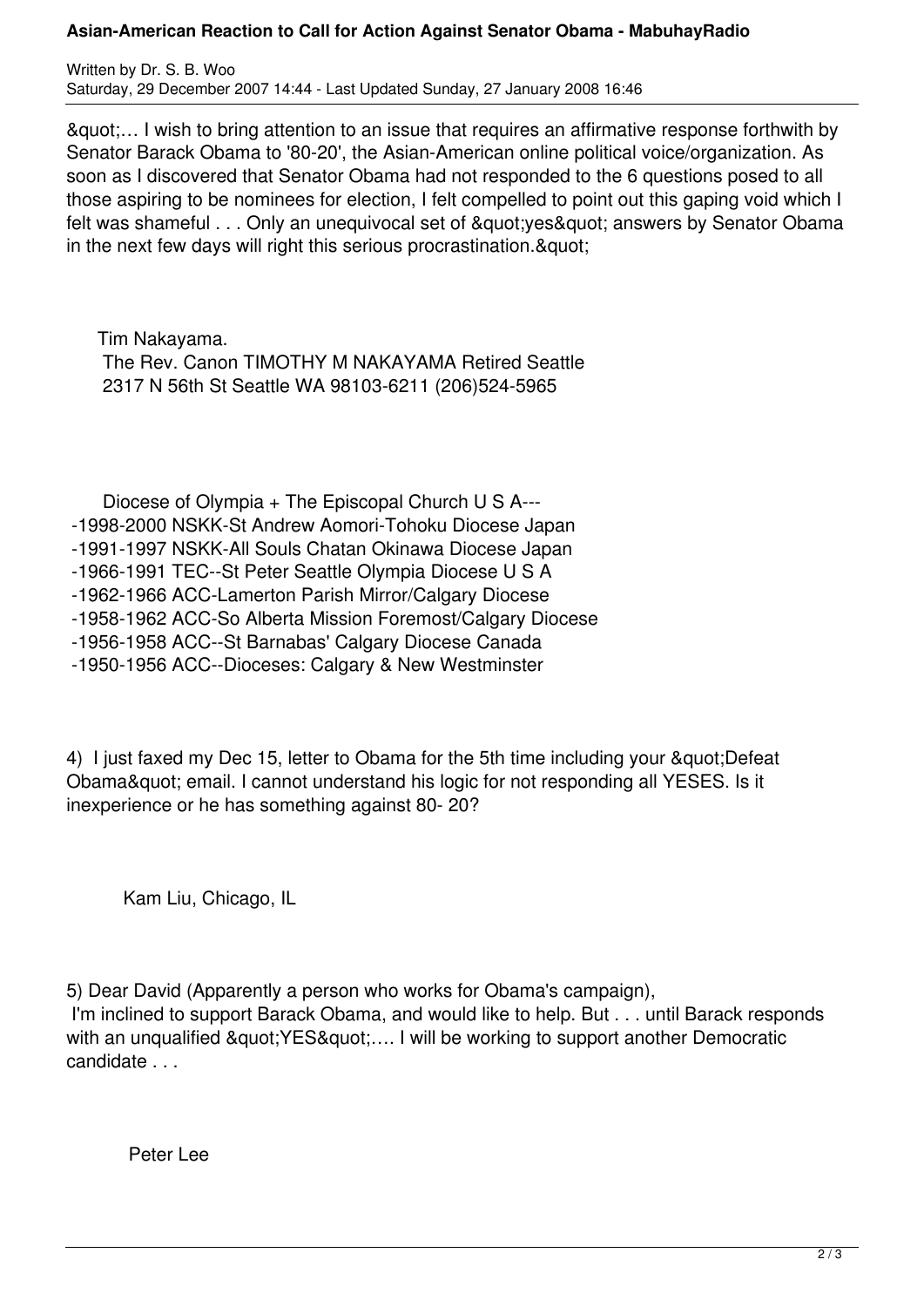&quot;… I wish to bring attention to an issue that requires an affirmative response forthwith by Senator Barack Obama to '80-20', the Asian-American online political voice/organization. As soon as I discovered that Senator Obama had not responded to the 6 questions posed to all those aspiring to be nominees for election, I felt compelled to point out this gaping void which I felt was shameful . . . Only an unequivocal set of &quot;yes&quot; answers by Senator Obama in the next few days will right this serious procrastination.&quot;

Tim Nakayama.
The Rev. Canon TIMOTHY M NAKAYAMA Retired Seattle
2317 N 56th St Seattle WA 98103-6211 (206)524-5965

Diocese of Olympia + The Episcopal Church U S A---
-1998-2000 NSKK-St Andrew Aomori-Tohoku Diocese Japan
-1991-1997 NSKK-All Souls Chatan Okinawa Diocese Japan
-1966-1991 TEC--St Peter Seattle Olympia Diocese U S A
-1962-1966 ACC-Lamerton Parish Mirror/Calgary Diocese
-1958-1962 ACC-So Alberta Mission Foremost/Calgary Diocese
-1956-1958 ACC--St Barnabas' Calgary Diocese Canada
-1950-1956 ACC--Dioceses: Calgary & New Westminster

4) I just faxed my Dec 15, letter to Obama for the 5th time including your &quot;Defeat Obama&quot; email. I cannot understand his logic for not responding all YESES. Is it inexperience or he has something against 80- 20?

Kam Liu, Chicago, IL

5) Dear David (Apparently a person who works for Obama's campaign),
I'm inclined to support Barack Obama, and would like to help. But . . . until Barack responds with an unqualified &quot;YES&quot;…. I will be working to support another Democratic candidate . . .

Peter Lee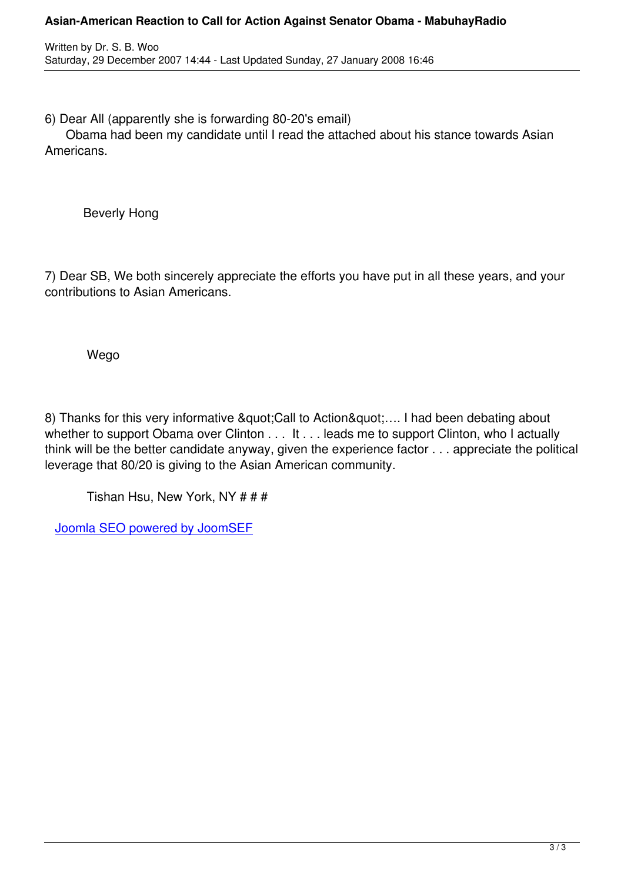6) Dear All (apparently she is forwarding 80-20's email)

Obama had been my candidate until I read the attached about his stance towards Asian Americans.

Beverly Hong

7) Dear SB, We both sincerely appreciate the efforts you have put in all these years, and your contributions to Asian Americans.

Wego

8) Thanks for this very informative &quot;Call to Action&quot;…. I had been debating about whether to support Obama over Clinton . . . It . . . leads me to support Clinton, who I actually think will be the better candidate anyway, given the experience factor . . . appreciate the political leverage that 80/20 is giving to the Asian American community.

Tishan Hsu, New York, NY # # #

Joomla SEO powered by JoomSEF